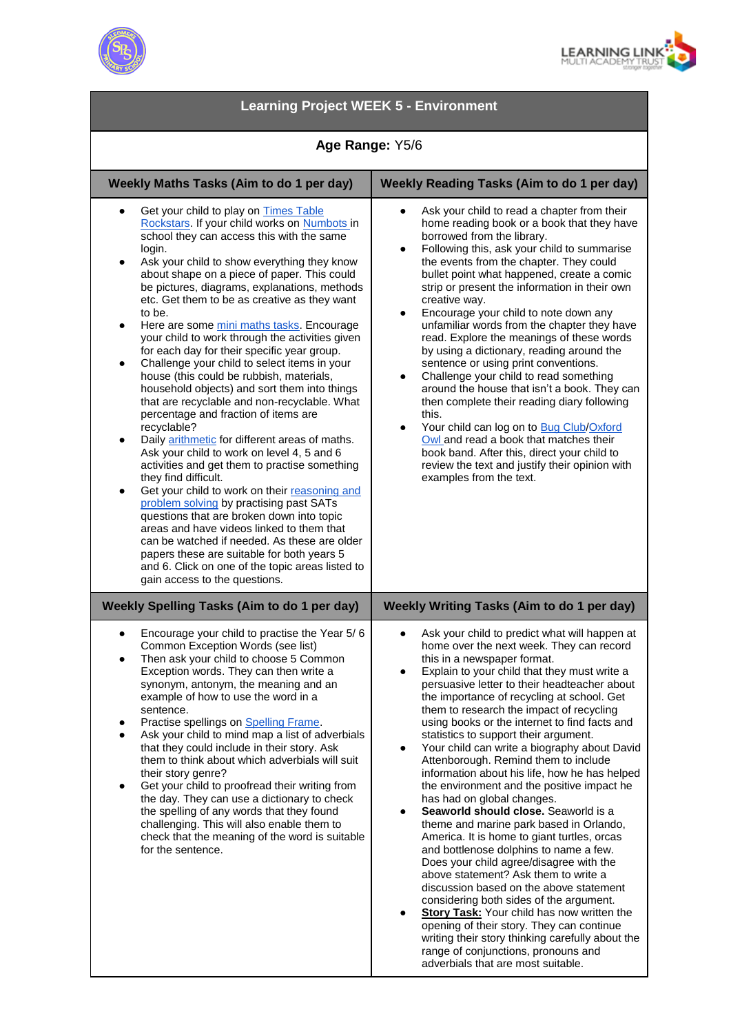# Learning Project WEEK 5 - Environment

**Age Range:** Y5/6

| Weekly Maths Tasks (Aim to do 1 per day) | Weekly Reading Tasks (Aim to do 1 per day) |
|---|---|
| • Get your child to play on Times Table Rockstars. If your child works on Numbots in school they can access this with the same login.<br>• Ask your child to show everything they know about shape on a piece of paper. This could be pictures, diagrams, explanations, methods etc. Get them to be as creative as they want to be.<br>• Here are some mini maths tasks. Encourage your child to work through the activities given for each day for their specific year group.<br>• Challenge your child to select items in your house (this could be rubbish, materials, household objects) and sort them into things that are recyclable and non-recyclable. What percentage and fraction of items are recyclable?<br>• Daily arithmetic for different areas of maths. Ask your child to work on level 4, 5 and 6 activities and get them to practise something they find difficult.<br>• Get your child to work on their reasoning and problem solving by practising past SATs questions that are broken down into topic areas and have videos linked to them that can be watched if needed. As these are older papers these are suitable for both years 5 and 6. Click on one of the topic areas listed to gain access to the questions. | • Ask your child to read a chapter from their home reading book or a book that they have borrowed from the library.<br>• Following this, ask your child to summarise the events from the chapter. They could bullet point what happened, create a comic strip or present the information in their own creative way.<br>• Encourage your child to note down any unfamiliar words from the chapter they have read. Explore the meanings of these words by using a dictionary, reading around the sentence or using print conventions.<br>• Challenge your child to read something around the house that isn't a book. They can then complete their reading diary following this.<br>• Your child can log on to Bug Club/Oxford Owl and read a book that matches their book band. After this, direct your child to review the text and justify their opinion with examples from the text. |

| Weekly Spelling Tasks (Aim to do 1 per day) | Weekly Writing Tasks (Aim to do 1 per day) |
|---|---|
| • Encourage your child to practise the Year 5/ 6 Common Exception Words (see list)<br>• Then ask your child to choose 5 Common Exception words. They can then write a synonym, antonym, the meaning and an example of how to use the word in a sentence.<br>• Practise spellings on Spelling Frame.<br>• Ask your child to mind map a list of adverbials that they could include in their story. Ask them to think about which adverbials will suit their story genre?<br>• Get your child to proofread their writing from the day. They can use a dictionary to check the spelling of any words that they found challenging. This will also enable them to check that the meaning of the word is suitable for the sentence. | • Ask your child to predict what will happen at home over the next week. They can record this in a newspaper format.<br>• Explain to your child that they must write a persuasive letter to their headteacher about the importance of recycling at school. Get them to research the impact of recycling using books or the internet to find facts and statistics to support their argument.<br>• Your child can write a biography about David Attenborough. Remind them to include information about his life, how he has helped the environment and the positive impact he has had on global changes.<br>• **Seaworld should close.** Seaworld is a theme and marine park based in Orlando, America. It is home to giant turtles, orcas and bottlenose dolphins to name a few. Does your child agree/disagree with the above statement? Ask them to write a discussion based on the above statement considering both sides of the argument.<br>• **Story Task:** Your child has now written the opening of their story. They can continue writing their story thinking carefully about the range of conjunctions, pronouns and adverbials that are most suitable. |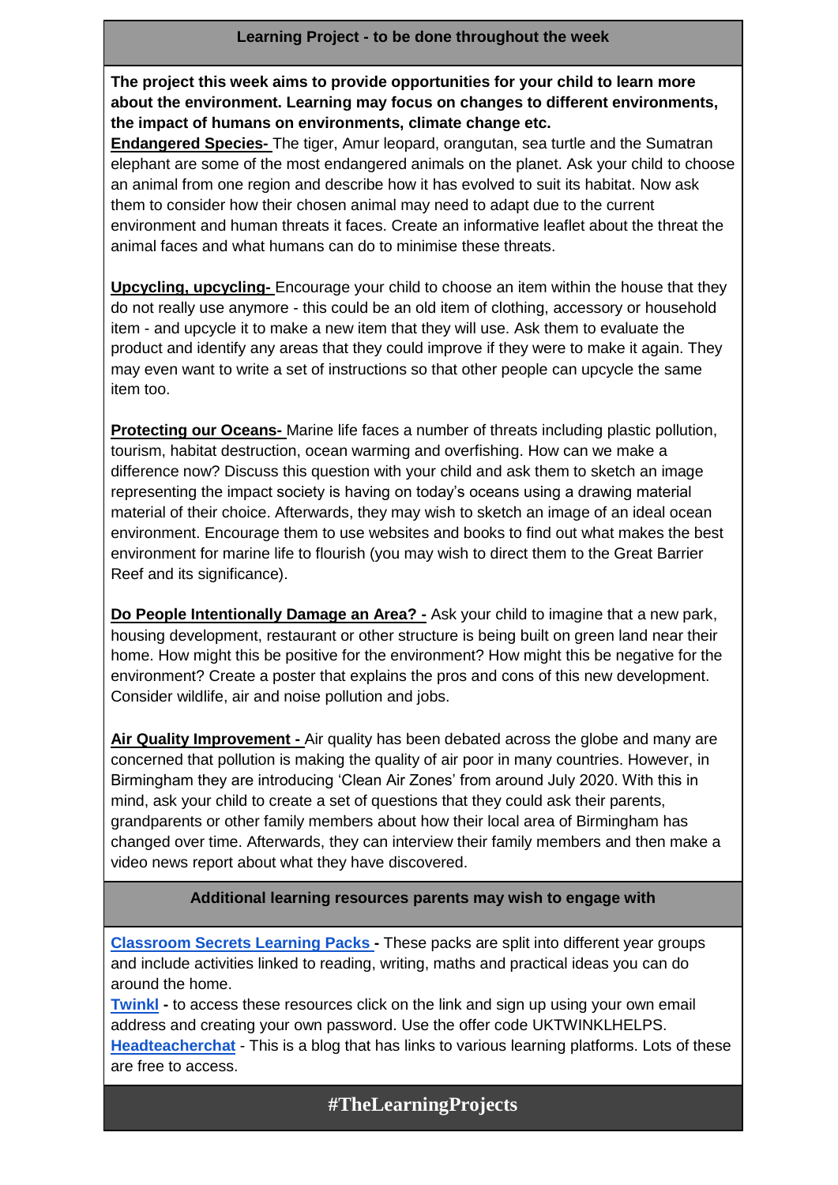## Learning Project - to be done throughout the week

**The project this week aims to provide opportunities for your child to learn more about the environment. Learning may focus on changes to different environments, the impact of humans on environments, climate change etc.**

**Endangered Species-** The tiger, Amur leopard, orangutan, sea turtle and the Sumatran elephant are some of the most endangered animals on the planet. Ask your child to choose an animal from one region and describe how it has evolved to suit its habitat. Now ask them to consider how their chosen animal may need to adapt due to the current environment and human threats it faces. Create an informative leaflet about the threat the animal faces and what humans can do to minimise these threats.

**Upcycling, upcycling-** Encourage your child to choose an item within the house that they do not really use anymore - this could be an old item of clothing, accessory or household item - and upcycle it to make a new item that they will use. Ask them to evaluate the product and identify any areas that they could improve if they were to make it again. They may even want to write a set of instructions so that other people can upcycle the same item too.

**Protecting our Oceans-** Marine life faces a number of threats including plastic pollution, tourism, habitat destruction, ocean warming and overfishing. How can we make a difference now? Discuss this question with your child and ask them to sketch an image representing the impact society is having on today's oceans using a drawing material material of their choice. Afterwards, they may wish to sketch an image of an ideal ocean environment. Encourage them to use websites and books to find out what makes the best environment for marine life to flourish (you may wish to direct them to the Great Barrier Reef and its significance).

**Do People Intentionally Damage an Area? -** Ask your child to imagine that a new park, housing development, restaurant or other structure is being built on green land near their home. How might this be positive for the environment? How might this be negative for the environment? Create a poster that explains the pros and cons of this new development. Consider wildlife, air and noise pollution and jobs.

**Air Quality Improvement -** Air quality has been debated across the globe and many are concerned that pollution is making the quality of air poor in many countries. However, in Birmingham they are introducing 'Clean Air Zones' from around July 2020. With this in mind, ask your child to create a set of questions that they could ask their parents, grandparents or other family members about how their local area of Birmingham has changed over time. Afterwards, they can interview their family members and then make a video news report about what they have discovered.

## Additional learning resources parents may wish to engage with

**Classroom Secrets Learning Packs -** These packs are split into different year groups and include activities linked to reading, writing, maths and practical ideas you can do around the home.
**Twinkl -** to access these resources click on the link and sign up using your own email address and creating your own password. Use the offer code UKTWINKLHELPS.
**Headteacherchat** - This is a blog that has links to various learning platforms. Lots of these are free to access.

**#TheLearningProjects**